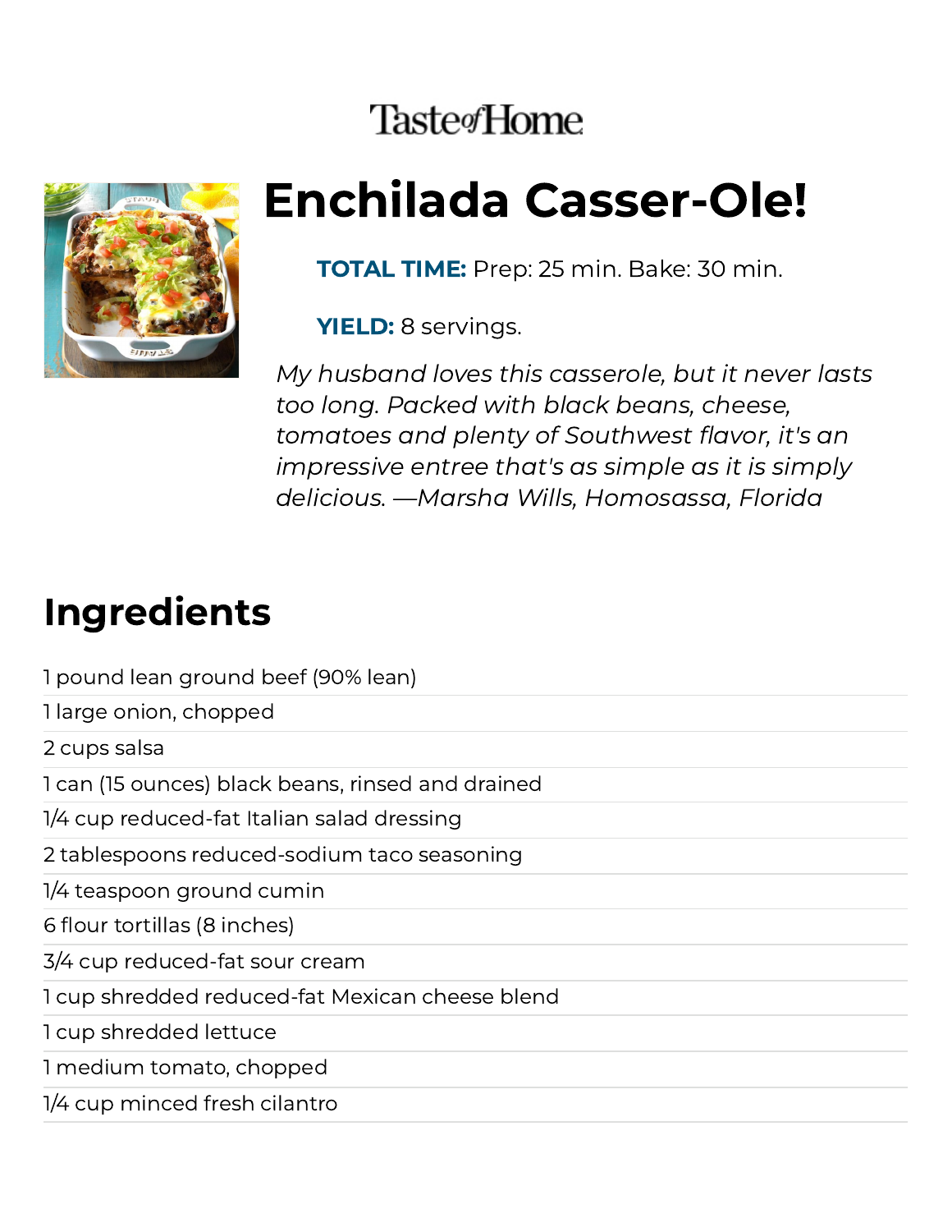Taste of Home

# Enchilada Casser-Ole!

**TOTAL TIME:** Prep: 25 min. Bake: 30 min.

**YIELD:** 8 servings.

*My husband loves this casserole, but it never lasts too long. Packed with black beans, cheese, tomatoes and plenty of Southwest flavor, it's an impressive entree that's as simple as it is simply delicious. —Marsha Wills, Homosassa, Florida*

## Ingredients

1 pound lean ground beef (90% lean)

1 large onion, chopped

2 cups salsa

1 can (15 ounces) black beans, rinsed and drained

1/4 cup reduced-fat Italian salad dressing

2 tablespoons reduced-sodium taco seasoning

1/4 teaspoon ground cumin

6 flour tortillas (8 inches)

3/4 cup reduced-fat sour cream

1 cup shredded reduced-fat Mexican cheese blend

1 cup shredded lettuce

1 medium tomato, chopped

1/4 cup minced fresh cilantro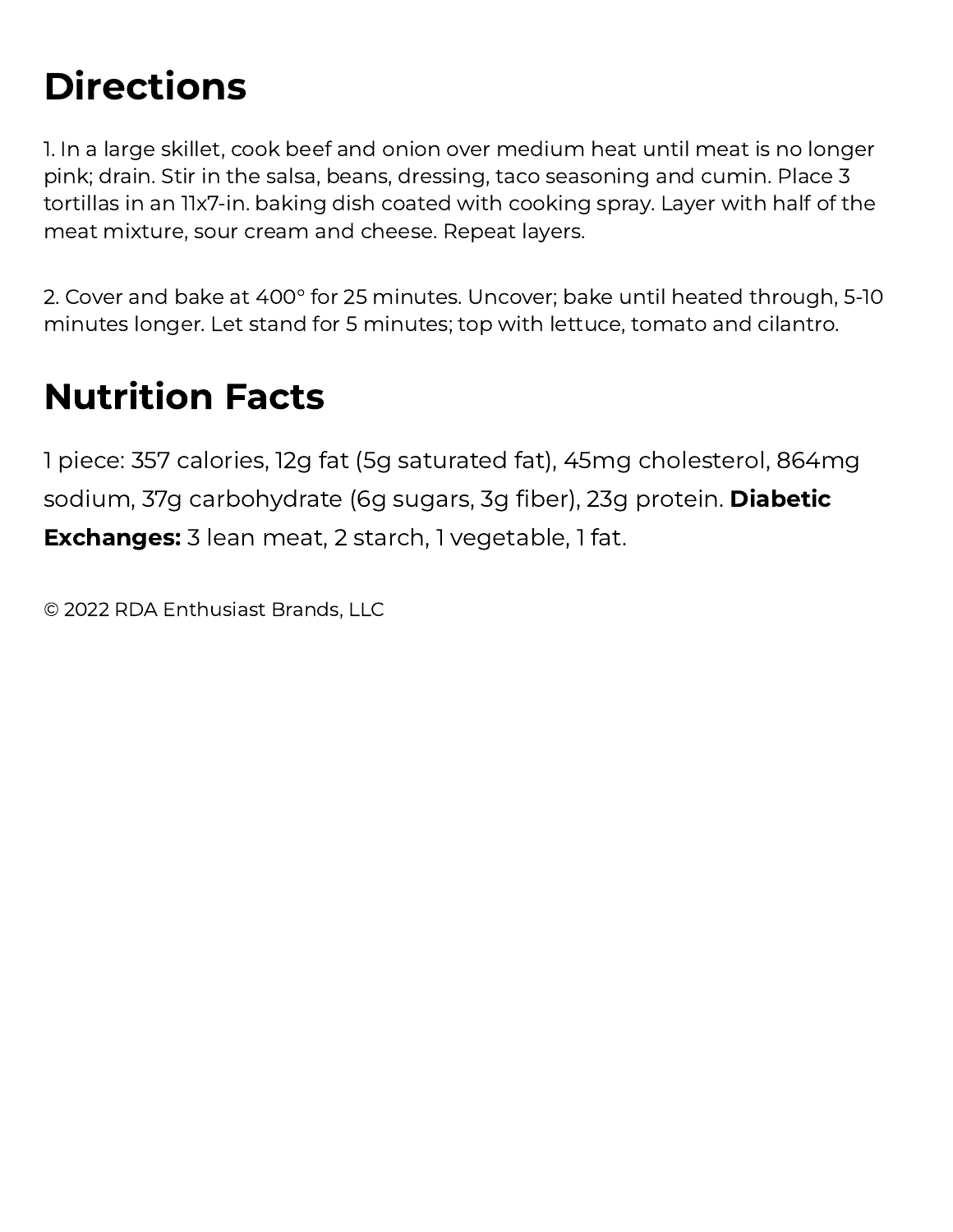## Directions

1. In a large skillet, cook beef and onion over medium heat until meat is no longer pink; drain. Stir in the salsa, beans, dressing, taco seasoning and cumin. Place 3 tortillas in an 11x7-in. baking dish coated with cooking spray. Layer with half of the meat mixture, sour cream and cheese. Repeat layers.

2. Cover and bake at 400° for 25 minutes. Uncover; bake until heated through, 5-10 minutes longer. Let stand for 5 minutes; top with lettuce, tomato and cilantro.

## Nutrition Facts

1 piece: 357 calories, 12g fat (5g saturated fat), 45mg cholesterol, 864mg sodium, 37g carbohydrate (6g sugars, 3g fiber), 23g protein. **Diabetic Exchanges:** 3 lean meat, 2 starch, 1 vegetable, 1 fat.

© 2022 RDA Enthusiast Brands, LLC